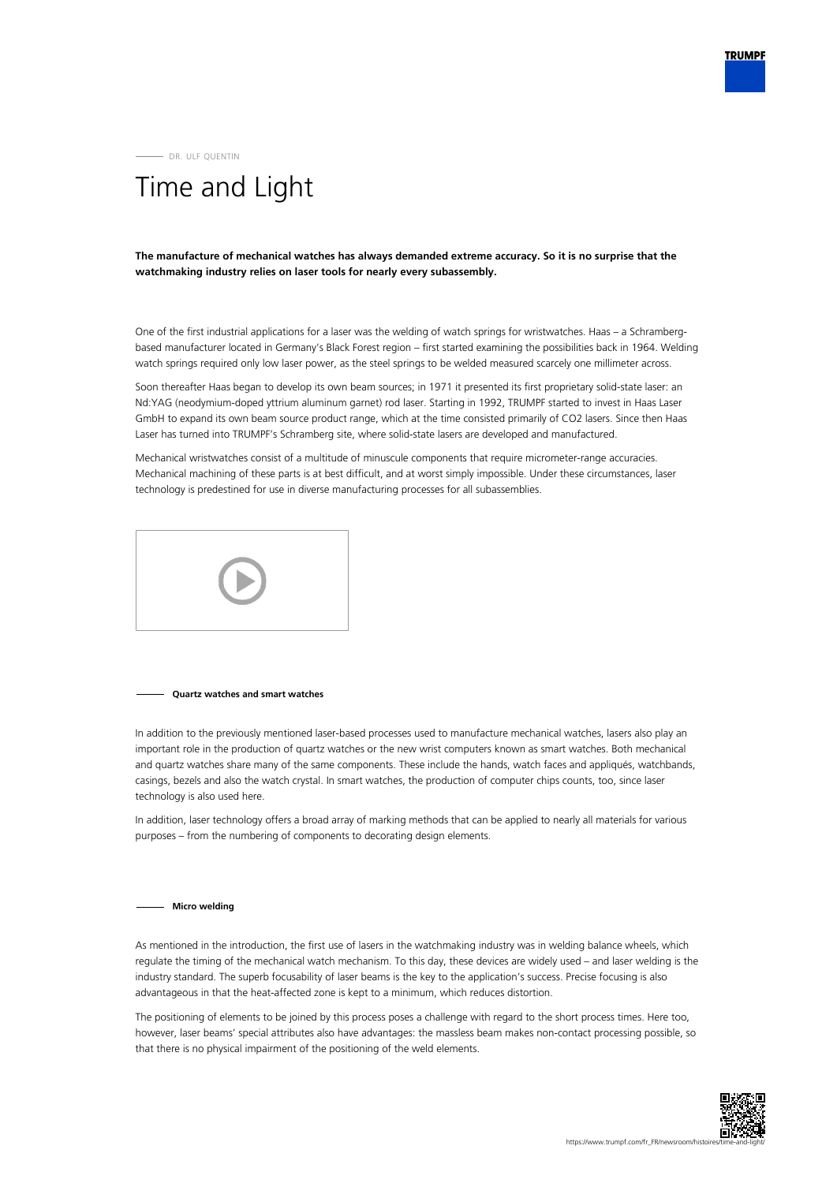DR. ULF QUENTIN

# Time and Light

**The manufacture of mechanical watches has always demanded extreme accuracy. So it is no surprise that the watchmaking industry relies on laser tools for nearly every subassembly.**

One of the first industrial applications for a laser was the welding of watch springs for wristwatches. Haas – a Schramberg-based manufacturer located in Germany's Black Forest region – first started examining the possibilities back in 1964. Welding watch springs required only low laser power, as the steel springs to be welded measured scarcely one millimeter across.

Soon thereafter Haas began to develop its own beam sources; in 1971 it presented its first proprietary solid-state laser: an Nd:YAG (neodymium-doped yttrium aluminum garnet) rod laser. Starting in 1992, TRUMPF started to invest in Haas Laser GmbH to expand its own beam source product range, which at the time consisted primarily of $CO_2$ lasers. Since then Haas Laser has turned into TRUMPF's Schramberg site, where solid-state lasers are developed and manufactured.

Mechanical wristwatches consist of a multitude of minuscule components that require micrometer-range accuracies. Mechanical machining of these parts is at best difficult, and at worst simply impossible. Under these circumstances, laser technology is predestined for use in diverse manufacturing processes for all subassemblies.

#### Quartz watches and smart watches

In addition to the previously mentioned laser-based processes used to manufacture mechanical watches, lasers also play an important role in the production of quartz watches or the new wrist computers known as smart watches. Both mechanical and quartz watches share many of the same components. These include the hands, watch faces and appliqués, watchbands, casings, bezels and also the watch crystal. In smart watches, the production of computer chips counts, too, since laser technology is also used here.

In addition, laser technology offers a broad array of marking methods that can be applied to nearly all materials for various purposes – from the numbering of components to decorating design elements.

#### Micro welding

As mentioned in the introduction, the first use of lasers in the watchmaking industry was in welding balance wheels, which regulate the timing of the mechanical watch mechanism. To this day, these devices are widely used – and laser welding is the industry standard. The superb focusability of laser beams is the key to the application's success. Precise focusing is also advantageous in that the heat-affected zone is kept to a minimum, which reduces distortion.

The positioning of elements to be joined by this process poses a challenge with regard to the short process times. Here too, however, laser beams' special attributes also have advantages: the massless beam makes non-contact processing possible, so that there is no physical impairment of the positioning of the weld elements.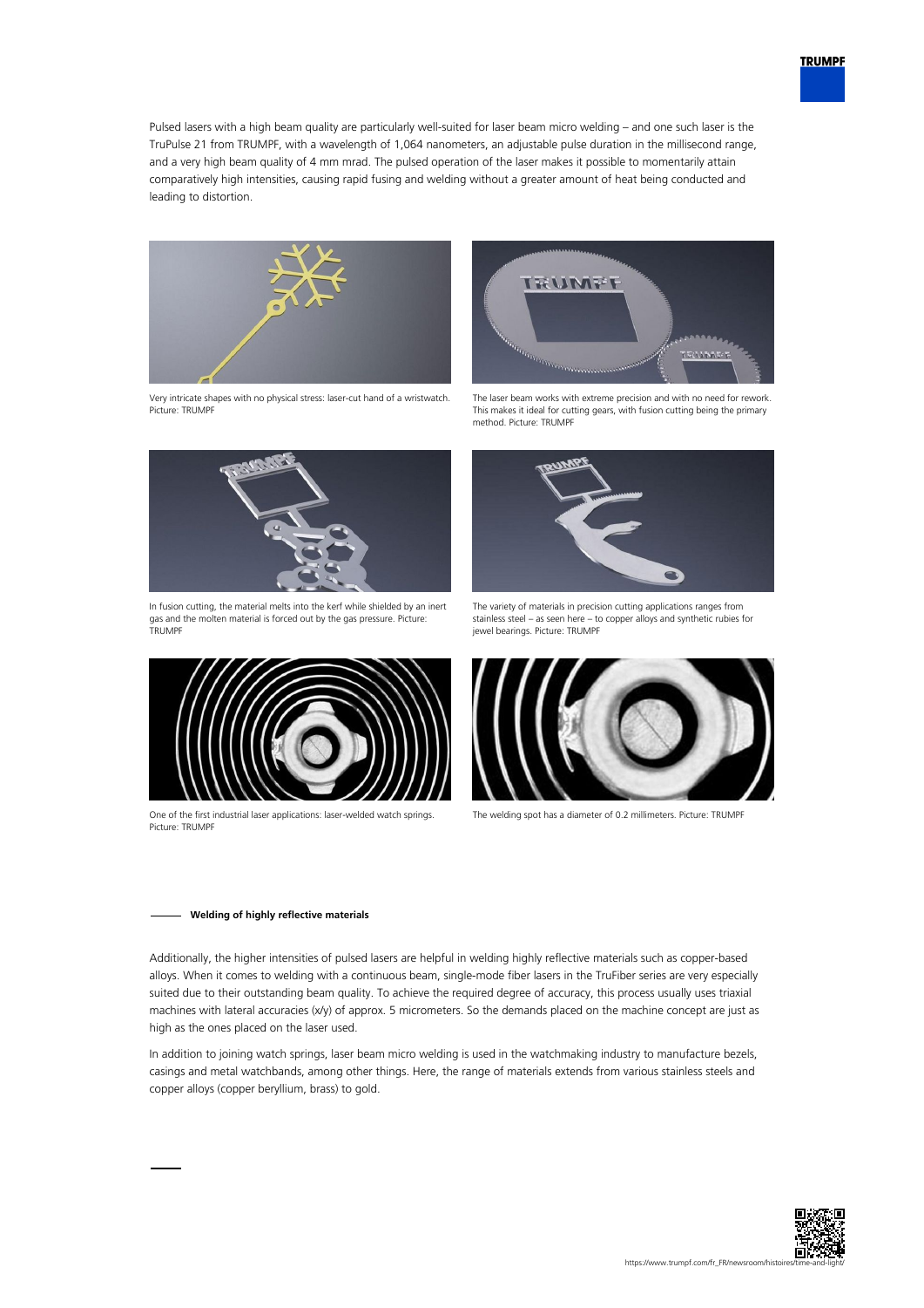Pulsed lasers with a high beam quality are particularly well-suited for laser beam micro welding – and one such laser is the TruPulse 21 from TRUMPF, with a wavelength of 1,064 nanometers, an adjustable pulse duration in the millisecond range, and a very high beam quality of 4 mm mrad. The pulsed operation of the laser makes it possible to momentarily attain comparatively high intensities, causing rapid fusing and welding without a greater amount of heat being conducted and leading to distortion.

Very intricate shapes with no physical stress: laser-cut hand of a wristwatch. Picture: TRUMPF

The laser beam works with extreme precision and with no need for rework. This makes it ideal for cutting gears, with fusion cutting being the primary method. Picture: TRUMPF

In fusion cutting, the material melts into the kerf while shielded by an inert gas and the molten material is forced out by the gas pressure. Picture: TRUMPF

The variety of materials in precision cutting applications ranges from stainless steel – as seen here – to copper alloys and synthetic rubies for jewel bearings. Picture: TRUMPF

One of the first industrial laser applications: laser-welded watch springs. Picture: TRUMPF

The welding spot has a diameter of 0.2 millimeters. Picture: TRUMPF

## Welding of highly reflective materials

Additionally, the higher intensities of pulsed lasers are helpful in welding highly reflective materials such as copper-based alloys. When it comes to welding with a continuous beam, single-mode fiber lasers in the TruFiber series are very especially suited due to their outstanding beam quality. To achieve the required degree of accuracy, this process usually uses triaxial machines with lateral accuracies (x/y) of approx. 5 micrometers. So the demands placed on the machine concept are just as high as the ones placed on the laser used.

In addition to joining watch springs, laser beam micro welding is used in the watchmaking industry to manufacture bezels, casings and metal watchbands, among other things. Here, the range of materials extends from various stainless steels and copper alloys (copper beryllium, brass) to gold.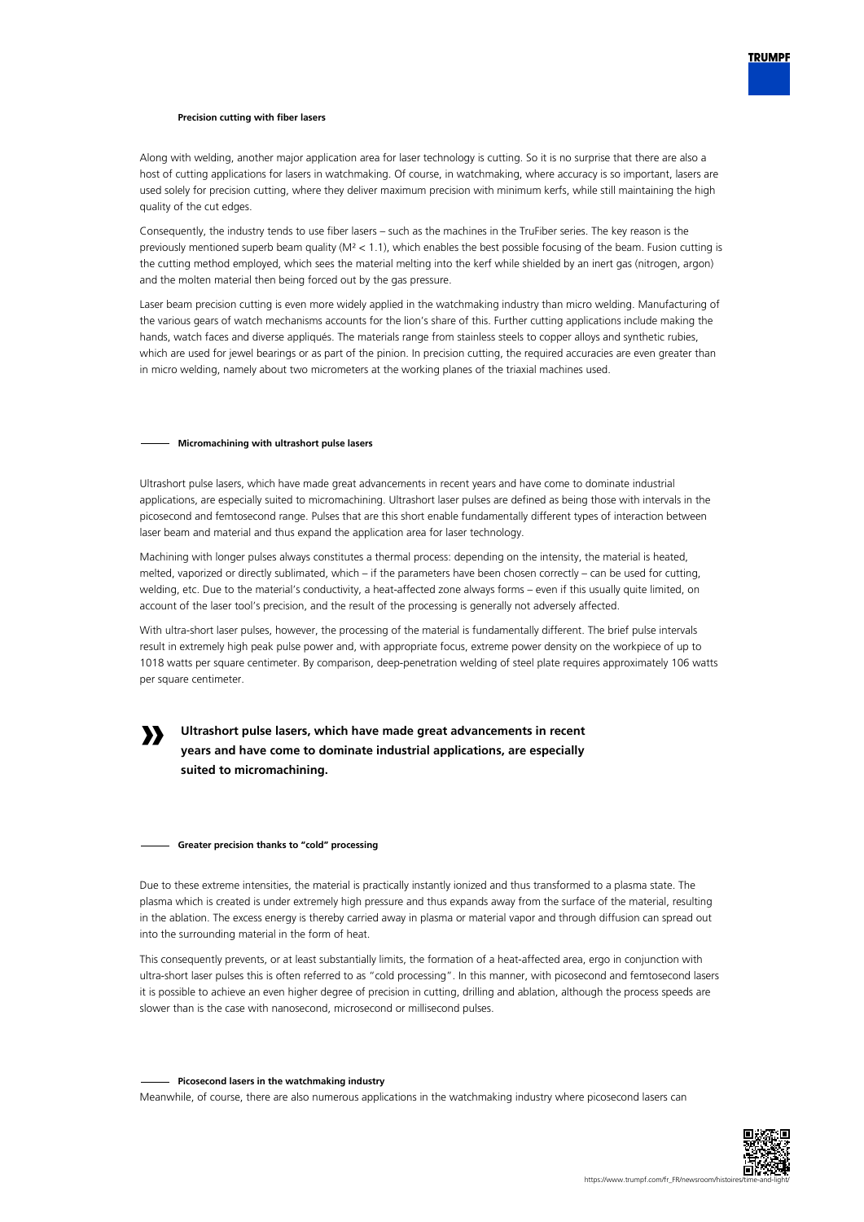#### Precision cutting with fiber lasers

Along with welding, another major application area for laser technology is cutting. So it is no surprise that there are also a host of cutting applications for lasers in watchmaking. Of course, in watchmaking, where accuracy is so important, lasers are used solely for precision cutting, where they deliver maximum precision with minimum kerfs, while still maintaining the high quality of the cut edges.

Consequently, the industry tends to use fiber lasers – such as the machines in the TruFiber series. The key reason is the previously mentioned superb beam quality ($M^2 < 1.1$), which enables the best possible focusing of the beam. Fusion cutting is the cutting method employed, which sees the material melting into the kerf while shielded by an inert gas (nitrogen, argon) and the molten material then being forced out by the gas pressure.

Laser beam precision cutting is even more widely applied in the watchmaking industry than micro welding. Manufacturing of the various gears of watch mechanisms accounts for the lion's share of this. Further cutting applications include making the hands, watch faces and diverse appliqués. The materials range from stainless steels to copper alloys and synthetic rubies, which are used for jewel bearings or as part of the pinion. In precision cutting, the required accuracies are even greater than in micro welding, namely about two micrometers at the working planes of the triaxial machines used.

#### Micromachining with ultrashort pulse lasers

Ultrashort pulse lasers, which have made great advancements in recent years and have come to dominate industrial applications, are especially suited to micromachining. Ultrashort laser pulses are defined as being those with intervals in the picosecond and femtosecond range. Pulses that are this short enable fundamentally different types of interaction between laser beam and material and thus expand the application area for laser technology.

Machining with longer pulses always constitutes a thermal process: depending on the intensity, the material is heated, melted, vaporized or directly sublimated, which – if the parameters have been chosen correctly – can be used for cutting, welding, etc. Due to the material's conductivity, a heat-affected zone always forms – even if this usually quite limited, on account of the laser tool's precision, and the result of the processing is generally not adversely affected.

With ultra-short laser pulses, however, the processing of the material is fundamentally different. The brief pulse intervals result in extremely high peak pulse power and, with appropriate focus, extreme power density on the workpiece of up to 1018 watts per square centimeter. By comparison, deep-penetration welding of steel plate requires approximately 106 watts per square centimeter.

> **Ultrashort pulse lasers, which have made great advancements in recent years and have come to dominate industrial applications, are especially suited to micromachining.**

#### Greater precision thanks to "cold" processing

Due to these extreme intensities, the material is practically instantly ionized and thus transformed to a plasma state. The plasma which is created is under extremely high pressure and thus expands away from the surface of the material, resulting in the ablation. The excess energy is thereby carried away in plasma or material vapor and through diffusion can spread out into the surrounding material in the form of heat.

This consequently prevents, or at least substantially limits, the formation of a heat-affected area, ergo in conjunction with ultra-short laser pulses this is often referred to as "cold processing". In this manner, with picosecond and femtosecond lasers it is possible to achieve an even higher degree of precision in cutting, drilling and ablation, although the process speeds are slower than is the case with nanosecond, microsecond or millisecond pulses.

#### Picosecond lasers in the watchmaking industry

Meanwhile, of course, there are also numerous applications in the watchmaking industry where picosecond lasers can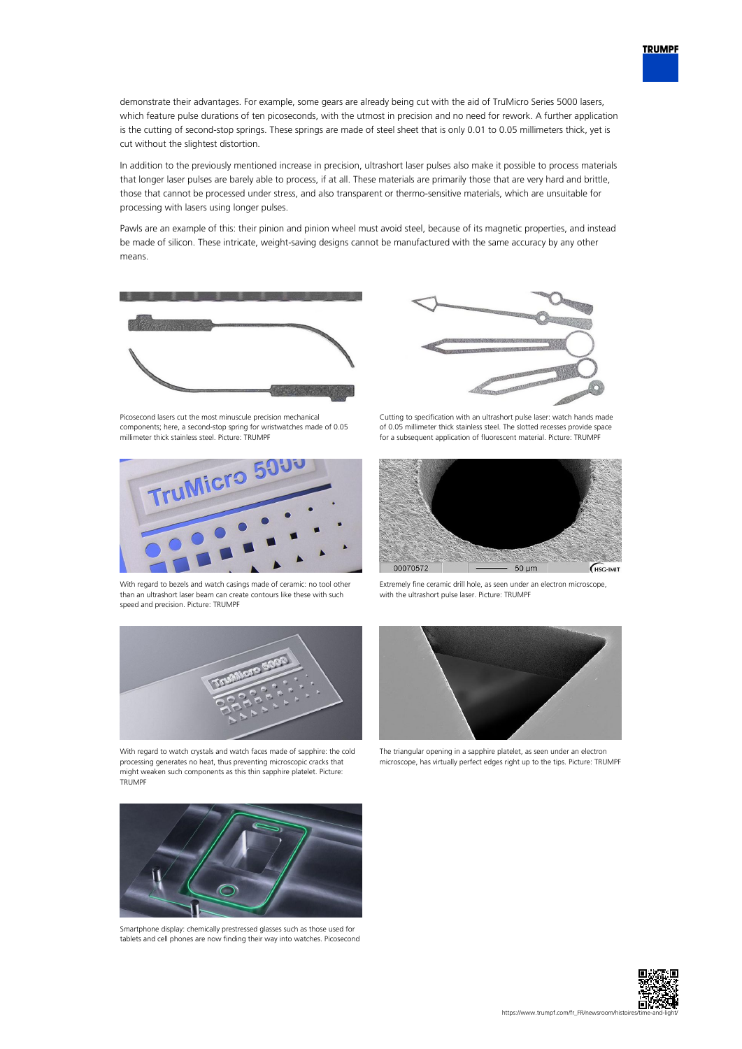demonstrate their advantages. For example, some gears are already being cut with the aid of TruMicro Series 5000 lasers, which feature pulse durations of ten picoseconds, with the utmost in precision and no need for rework. A further application is the cutting of second-stop springs. These springs are made of steel sheet that is only 0.01 to 0.05 millimeters thick, yet is cut without the slightest distortion.

In addition to the previously mentioned increase in precision, ultrashort laser pulses also make it possible to process materials that longer laser pulses are barely able to process, if at all. These materials are primarily those that are very hard and brittle, those that cannot be processed under stress, and also transparent or thermo-sensitive materials, which are unsuitable for processing with lasers using longer pulses.

Pawls are an example of this: their pinion and pinion wheel must avoid steel, because of its magnetic properties, and instead be made of silicon. These intricate, weight-saving designs cannot be manufactured with the same accuracy by any other means.

Picosecond lasers cut the most minuscule precision mechanical components; here, a second-stop spring for wristwatches made of 0.05 millimeter thick stainless steel. Picture: TRUMPF

Cutting to specification with an ultrashort pulse laser: watch hands made of 0.05 millimeter thick stainless steel. The slotted recesses provide space for a subsequent application of fluorescent material. Picture: TRUMPF

With regard to bezels and watch casings made of ceramic: no tool other than an ultrashort laser beam can create contours like these with such speed and precision. Picture: TRUMPF

Extremely fine ceramic drill hole, as seen under an electron microscope, with the ultrashort pulse laser. Picture: TRUMPF

With regard to watch crystals and watch faces made of sapphire: the cold processing generates no heat, thus preventing microscopic cracks that might weaken such components as this thin sapphire platelet. Picture: TRUMPF

The triangular opening in a sapphire platelet, as seen under an electron microscope, has virtually perfect edges right up to the tips. Picture: TRUMPF

Smartphone display: chemically prestressed glasses such as those used for tablets and cell phones are now finding their way into watches. Picosecond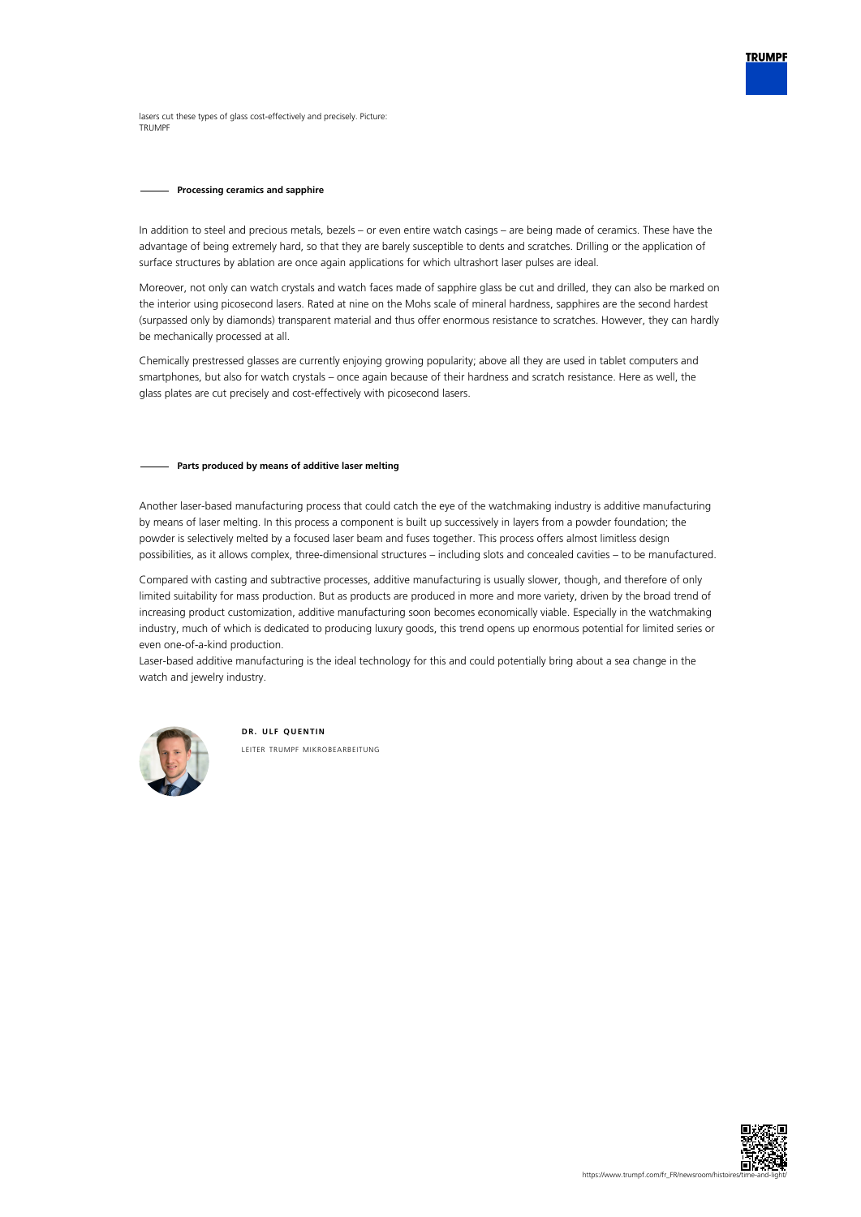lasers cut these types of glass cost-effectively and precisely. Picture: TRUMPF

## Processing ceramics and sapphire

In addition to steel and precious metals, bezels – or even entire watch casings – are being made of ceramics. These have the advantage of being extremely hard, so that they are barely susceptible to dents and scratches. Drilling or the application of surface structures by ablation are once again applications for which ultrashort laser pulses are ideal.

Moreover, not only can watch crystals and watch faces made of sapphire glass be cut and drilled, they can also be marked on the interior using picosecond lasers. Rated at nine on the Mohs scale of mineral hardness, sapphires are the second hardest (surpassed only by diamonds) transparent material and thus offer enormous resistance to scratches. However, they can hardly be mechanically processed at all.

Chemically prestressed glasses are currently enjoying growing popularity; above all they are used in tablet computers and smartphones, but also for watch crystals – once again because of their hardness and scratch resistance. Here as well, the glass plates are cut precisely and cost-effectively with picosecond lasers.

## Parts produced by means of additive laser melting

Another laser-based manufacturing process that could catch the eye of the watchmaking industry is additive manufacturing by means of laser melting. In this process a component is built up successively in layers from a powder foundation; the powder is selectively melted by a focused laser beam and fuses together. This process offers almost limitless design possibilities, as it allows complex, three-dimensional structures – including slots and concealed cavities – to be manufactured.

Compared with casting and subtractive processes, additive manufacturing is usually slower, though, and therefore of only limited suitability for mass production. But as products are produced in more and more variety, driven by the broad trend of increasing product customization, additive manufacturing soon becomes economically viable. Especially in the watchmaking industry, much of which is dedicated to producing luxury goods, this trend opens up enormous potential for limited series or even one-of-a-kind production.
Laser-based additive manufacturing is the ideal technology for this and could potentially bring about a sea change in the watch and jewelry industry.

**DR. ULF QUENTIN**

LEITER TRUMPF MIKROBEARBEITUNG